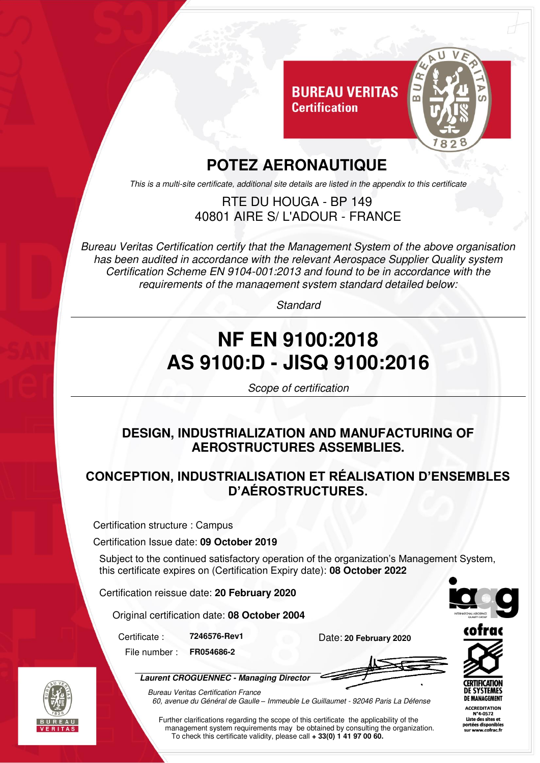BUREAU VERITAS
Certification

# POTEZ AERONAUTIQUE

*This is a multi-site certificate, additional site details are listed in the appendix to this certificate*

RTE DU HOUGA - BP 149
40801 AIRE S/ L'ADOUR - FRANCE

*Bureau Veritas Certification certify that the Management System of the above organisation has been audited in accordance with the relevant Aerospace Supplier Quality system Certification Scheme EN 9104-001:2013 and found to be in accordance with the requirements of the management system standard detailed below:*

*Standard*

## NF EN 9100:2018
## AS 9100:D - JISQ 9100:2016

*Scope of certification*

**DESIGN, INDUSTRIALIZATION AND MANUFACTURING OF AEROSTRUCTURES ASSEMBLIES.**

**CONCEPTION, INDUSTRIALISATION ET RÉALISATION D'ENSEMBLES D'AÉROSTRUCTURES.**

Certification structure : Campus

Certification Issue date: **09 October 2019**

Subject to the continued satisfactory operation of the organization's Management System, this certificate expires on (Certification Expiry date): **08 October 2022**

Certification reissue date: **20 February 2020**

Original certification date: **08 October 2004**

Certificate : **7246576-Rev1**

File number : **FR054686-2**

Date: **20 February 2020**

***Laurent CROGUENNEC - Managing Director***

*Bureau Veritas Certification France*
*60, avenue du Général de Gaulle – Immeuble Le Guillaumet - 92046 Paris La Défense*

Further clarifications regarding the scope of this certificate the applicability of the management system requirements may be obtained by consulting the organization.
To check this certificate validity, please call **+ 33(0) 1 41 97 00 60.**

cofrac
CERTIFICATION DE SYSTEMES DE MANAGEMENT
ACCREDITATION N°4-0572
Liste des sites et portées disponibles sur www.cofrac.fr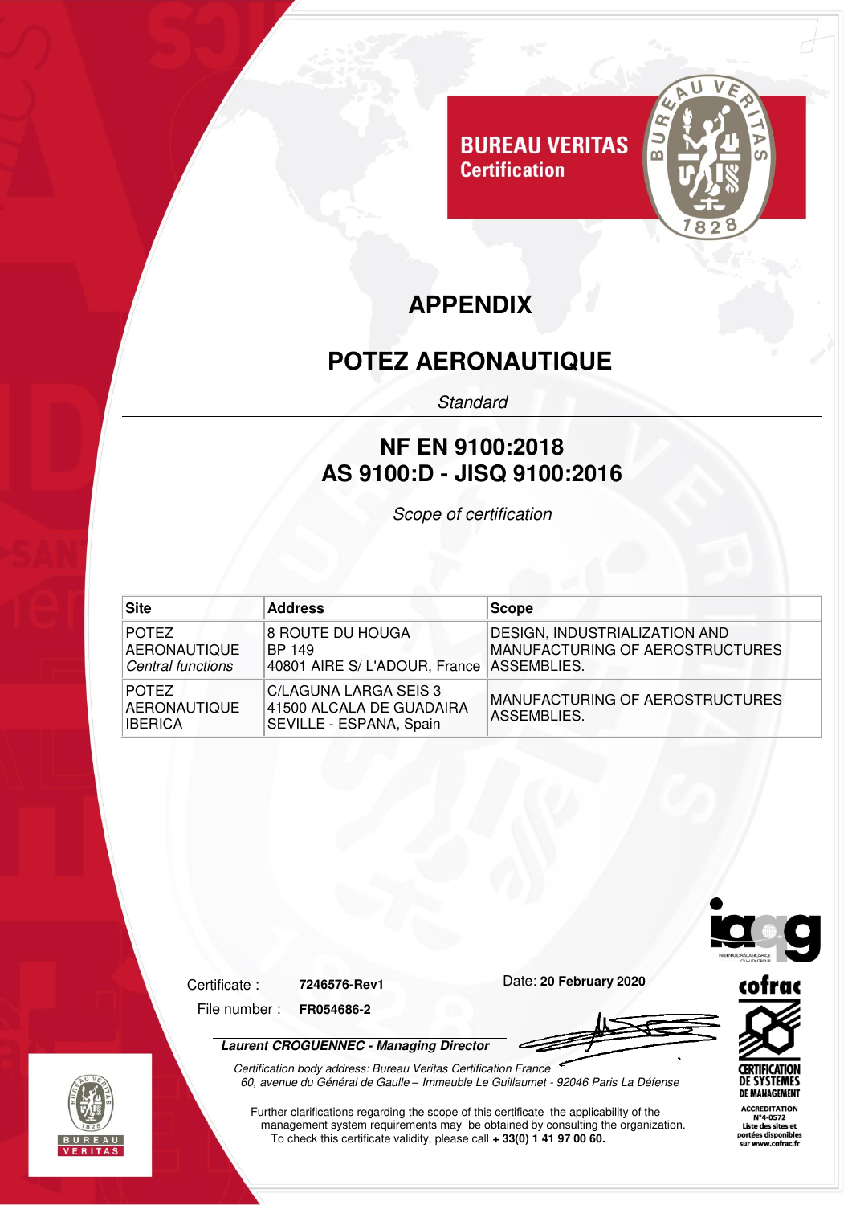BUREAU VERITAS
Certification

# APPENDIX

# POTEZ AERONAUTIQUE

*Standard*

## NF EN 9100:2018
## AS 9100:D - JISQ 9100:2016

*Scope of certification*

| Site | Address | Scope |
|---|---|---|
| POTEZ AERONAUTIQUE *Central functions* | 8 ROUTE DU HOUGA BP 149 40801 AIRE S/ L'ADOUR, France | DESIGN, INDUSTRIALIZATION AND MANUFACTURING OF AEROSTRUCTURES ASSEMBLIES. |
| POTEZ AERONAUTIQUE IBERICA | C/LAGUNA LARGA SEIS 3 41500 ALCALA DE GUADAIRA SEVILLE - ESPANA, Spain | MANUFACTURING OF AEROSTRUCTURES ASSEMBLIES. |

Certificate : **7246576-Rev1**

File number : **FR054686-2**

Date: **20 February 2020**

***Laurent CROGUENNEC - Managing Director***

*Certification body address: Bureau Veritas Certification France*
*60, avenue du Général de Gaulle – Immeuble Le Guillaumet - 92046 Paris La Défense*

Further clarifications regarding the scope of this certificate the applicability of the management system requirements may be obtained by consulting the organization.
To check this certificate validity, please call **+ 33(0) 1 41 97 00 60.**

cofrac
CERTIFICATION DE SYSTEMES DE MANAGEMENT
ACCREDITATION N°4-0572
Liste des sites et portées disponibles sur www.cofrac.fr